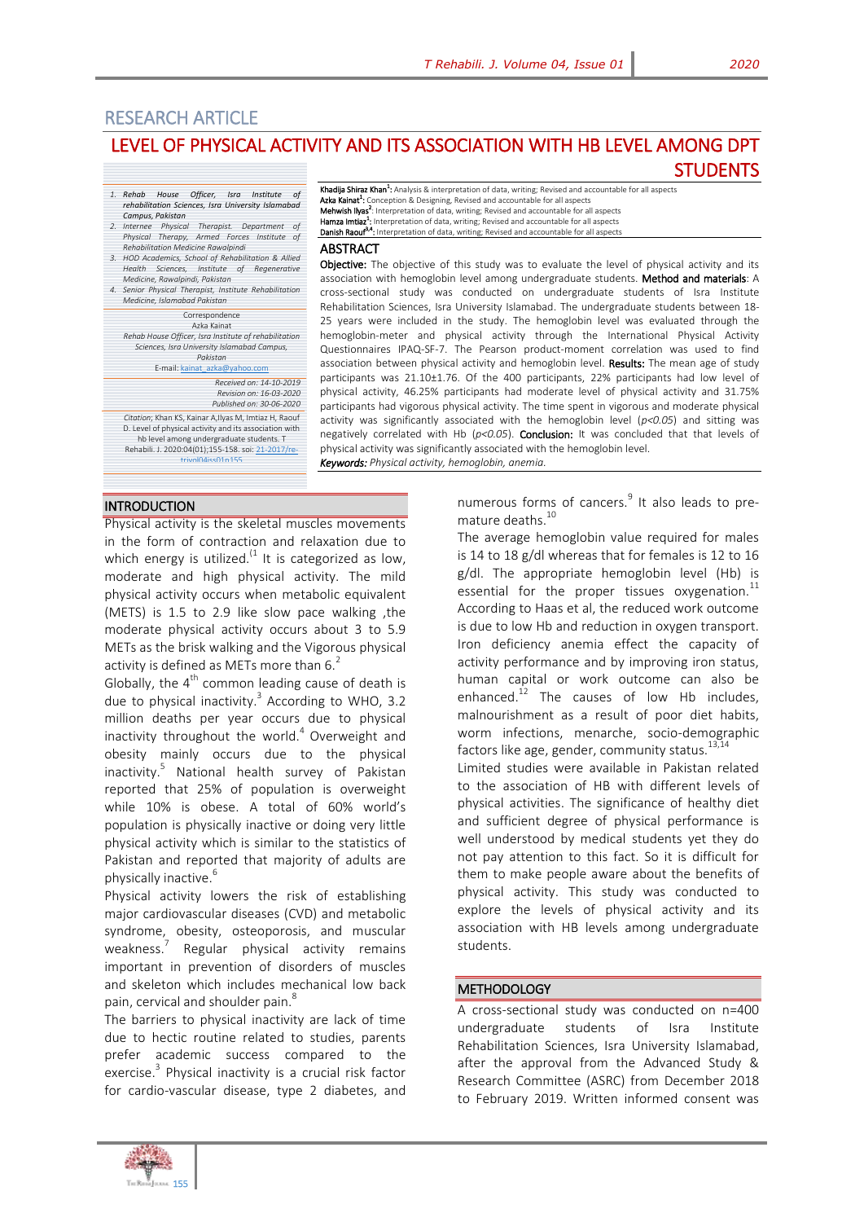# RESEARCH ARTICLE

## LEVEL OF PHYSICAL ACTIVITY AND ITS ASSOCIATION WITH HB LEVEL AMONG DPT STUDENTS

1. Rehab House Officer, Isra Institute of rehabilitation Sciences, Isra University Islamabad Campus, Pakistan
2. Internee Physical Therapist. Department of Physical Therapy, Armed Forces Institute of Rehabilitation Medicine Rawalpindi
3. HOD Academics, School of Rehabilitation & Allied Health Sciences, Institute of Regenerative Medicine, Rawalpindi, Pakistan
4. Senior Physical Therapist, Institute Rehabilitation Medicine, Islamabad Pakistan

Correspondence
Azka Kainat
Rehab House Officer, Isra Institute of rehabilitation Sciences, Isra University Islamabad Campus, Pakistan
E-mail: kainat_azka@yahoo.com

Received on: 14-10-2019
Revision on: 16-03-2020
Published on: 30-06-2020

Citation; Khan KS, Kainar A,Ilyas M, Imtiaz H, Raouf D. Level of physical activity and its association with hb level among undergraduate students. T Rehabili. J. 2020:04(01);155-158. soi: 21-2017/re-trjvol04iss01p155

**Khadija Shiraz Khan**[1]: Analysis & interpretation of data, writing; Revised and accountable for all aspects
**Azka Kainat**[1]: Conception & Designing, Revised and accountable for all aspects
**Mehwish Ilyas**[2]: Interpretation of data, writing; Revised and accountable for all aspects
**Hamza Imtiaz**[1]: Interpretation of data, writing; Revised and accountable for all aspects
**Danish Raouf**[3,4]: Interpretation of data, writing; Revised and accountable for all aspects

## ABSTRACT

**Objective:** The objective of this study was to evaluate the level of physical activity and its association with hemoglobin level among undergraduate students. **Method and materials**: A cross-sectional study was conducted on undergraduate students of Isra Institute Rehabilitation Sciences, Isra University Islamabad. The undergraduate students between 18-25 years were included in the study. The hemoglobin level was evaluated through the hemoglobin-meter and physical activity through the International Physical Activity Questionnaires IPAQ-SF-7. The Pearson product-moment correlation was used to find association between physical activity and hemoglobin level. **Results:** The mean age of study participants was 21.10±1.76. Of the 400 participants, 22% participants had low level of physical activity, 46.25% participants had moderate level of physical activity and 31.75% participants had vigorous physical activity. The time spent in vigorous and moderate physical activity was significantly associated with the hemoglobin level ($p<0.05$) and sitting was negatively correlated with Hb ($p<0.05$). **Conclusion:** It was concluded that that levels of physical activity was significantly associated with the hemoglobin level.

***Keywords:*** *Physical activity, hemoglobin, anemia.*

## INTRODUCTION

Physical activity is the skeletal muscles movements in the form of contraction and relaxation due to which energy is utilized.[1] It is categorized as low, moderate and high physical activity. The mild physical activity occurs when metabolic equivalent (METS) is 1.5 to 2.9 like slow pace walking ,the moderate physical activity occurs about 3 to 5.9 METs as the brisk walking and the Vigorous physical activity is defined as METs more than 6.[2]

Globally, the 4th common leading cause of death is due to physical inactivity.[3] According to WHO, 3.2 million deaths per year occurs due to physical inactivity throughout the world.[4] Overweight and obesity mainly occurs due to the physical inactivity.[5] National health survey of Pakistan reported that 25% of population is overweight while 10% is obese. A total of 60% world's population is physically inactive or doing very little physical activity which is similar to the statistics of Pakistan and reported that majority of adults are physically inactive.[6]

Physical activity lowers the risk of establishing major cardiovascular diseases (CVD) and metabolic syndrome, obesity, osteoporosis, and muscular weakness.[7] Regular physical activity remains important in prevention of disorders of muscles and skeleton which includes mechanical low back pain, cervical and shoulder pain.[8]

The barriers to physical inactivity are lack of time due to hectic routine related to studies, parents prefer academic success compared to the exercise.[3] Physical inactivity is a crucial risk factor for cardio-vascular disease, type 2 diabetes, and numerous forms of cancers.[9] It also leads to pre-mature deaths.[10]

The average hemoglobin value required for males is 14 to 18 g/dl whereas that for females is 12 to 16 g/dl. The appropriate hemoglobin level (Hb) is essential for the proper tissues oxygenation.[11] According to Haas et al, the reduced work outcome is due to low Hb and reduction in oxygen transport. Iron deficiency anemia effect the capacity of activity performance and by improving iron status, human capital or work outcome can also be enhanced.[12] The causes of low Hb includes, malnourishment as a result of poor diet habits, worm infections, menarche, socio-demographic factors like age, gender, community status.[13,14]

Limited studies were available in Pakistan related to the association of HB with different levels of physical activities. The significance of healthy diet and sufficient degree of physical performance is well understood by medical students yet they do not pay attention to this fact. So it is difficult for them to make people aware about the benefits of physical activity. This study was conducted to explore the levels of physical activity and its association with HB levels among undergraduate students.

## METHODOLOGY

A cross-sectional study was conducted on n=400 undergraduate students of Isra Institute Rehabilitation Sciences, Isra University Islamabad, after the approval from the Advanced Study & Research Committee (ASRC) from December 2018 to February 2019. Written informed consent was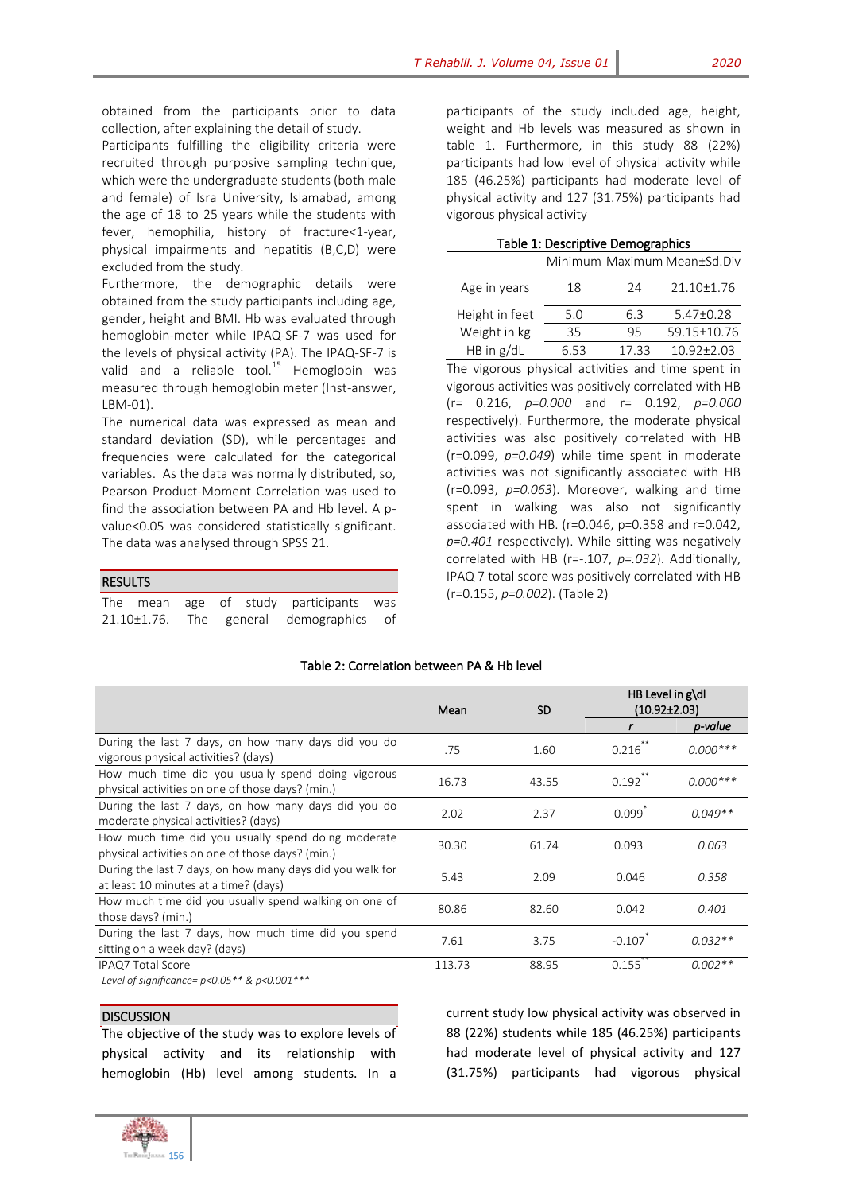obtained from the participants prior to data collection, after explaining the detail of study.

Participants fulfilling the eligibility criteria were recruited through purposive sampling technique, which were the undergraduate students (both male and female) of Isra University, Islamabad, among the age of 18 to 25 years while the students with fever, hemophilia, history of fracture<1-year, physical impairments and hepatitis (B,C,D) were excluded from the study.

Furthermore, the demographic details were obtained from the study participants including age, gender, height and BMI. Hb was evaluated through hemoglobin-meter while IPAQ-SF-7 was used for the levels of physical activity (PA). The IPAQ-SF-7 is valid and a reliable tool.[15] Hemoglobin was measured through hemoglobin meter (Inst-answer, LBM-01).

The numerical data was expressed as mean and standard deviation (SD), while percentages and frequencies were calculated for the categorical variables. As the data was normally distributed, so, Pearson Product-Moment Correlation was used to find the association between PA and Hb level. A p-value<0.05 was considered statistically significant. The data was analysed through SPSS 21.

## RESULTS

The mean age of study participants was 21.10±1.76. The general demographics of participants of the study included age, height, weight and Hb levels was measured as shown in table 1. Furthermore, in this study 88 (22%) participants had low level of physical activity while 185 (46.25%) participants had moderate level of physical activity and 127 (31.75%) participants had vigorous physical activity

**Table 1: Descriptive Demographics**

| | Minimum | Maximum | Mean±Sd.Div |
|---|---|---|---|
| Age in years | 18 | 24 | 21.10±1.76 |
| Height in feet | 5.0 | 6.3 | 5.47±0.28 |
| Weight in kg | 35 | 95 | 59.15±10.76 |
| HB in g/dL | 6.53 | 17.33 | 10.92±2.03 |

The vigorous physical activities and time spent in vigorous activities was positively correlated with HB (r= 0.216, *p=0.000* and r= 0.192, *p=0.000* respectively). Furthermore, the moderate physical activities was also positively correlated with HB (r=0.099, *p=0.049*) while time spent in moderate activities was not significantly associated with HB (r=0.093, *p=0.063*). Moreover, walking and time spent in walking was also not significantly associated with HB. (r=0.046, p=0.358 and r=0.042, *p=0.401* respectively). While sitting was negatively correlated with HB (r=-.107, *p=.032*). Additionally, IPAQ 7 total score was positively correlated with HB (r=0.155, *p=0.002*). (Table 2)

**Table 2: Correlation between PA & Hb level**

| | Mean | SD | HB Level in g\dl (10.92±2.03) | |
|---|---|---|---|---|
| | | | *r* | *p-value* |
| During the last 7 days, on how many days did you do vigorous physical activities? (days) | .75 | 1.60 | 0.216** | *0.000**** |
| How much time did you usually spend doing vigorous physical activities on one of those days? (min.) | 16.73 | 43.55 | 0.192** | *0.000**** |
| During the last 7 days, on how many days did you do moderate physical activities? (days) | 2.02 | 2.37 | 0.099* | *0.049*** |
| How much time did you usually spend doing moderate physical activities on one of those days? (min.) | 30.30 | 61.74 | 0.093 | *0.063* |
| During the last 7 days, on how many days did you walk for at least 10 minutes at a time? (days) | 5.43 | 2.09 | 0.046 | *0.358* |
| How much time did you usually spend walking on one of those days? (min.) | 80.86 | 82.60 | 0.042 | *0.401* |
| During the last 7 days, how much time did you spend sitting on a week day? (days) | 7.61 | 3.75 | -0.107* | *0.032*** |
| IPAQ7 Total Score | 113.73 | 88.95 | 0.155** | *0.002*** |

*Level of significance= p<0.05** & p<0.001****

## DISCUSSION

The objective of the study was to explore levels of physical activity and its relationship with hemoglobin (Hb) level among students. In a current study low physical activity was observed in 88 (22%) students while 185 (46.25%) participants had moderate level of physical activity and 127 (31.75%) participants had vigorous physical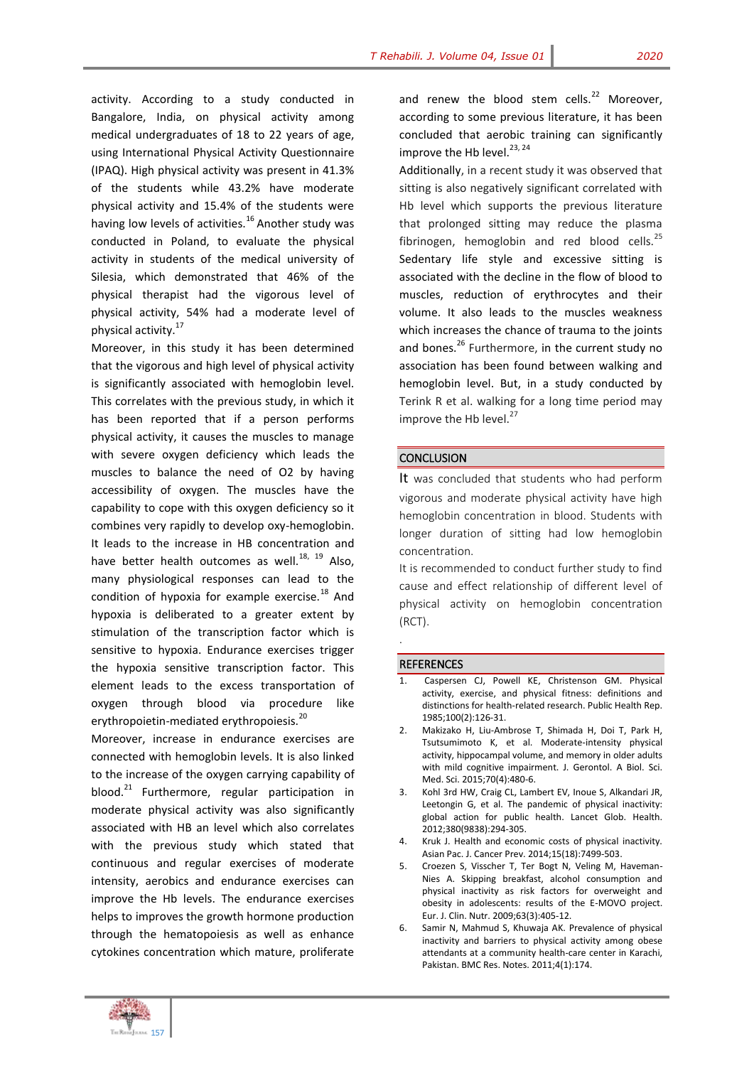activity. According to a study conducted in Bangalore, India, on physical activity among medical undergraduates of 18 to 22 years of age, using International Physical Activity Questionnaire (IPAQ). High physical activity was present in 41.3% of the students while 43.2% have moderate physical activity and 15.4% of the students were having low levels of activities.[16] Another study was conducted in Poland, to evaluate the physical activity in students of the medical university of Silesia, which demonstrated that 46% of the physical therapist had the vigorous level of physical activity, 54% had a moderate level of physical activity.[17]

Moreover, in this study it has been determined that the vigorous and high level of physical activity is significantly associated with hemoglobin level. This correlates with the previous study, in which it has been reported that if a person performs physical activity, it causes the muscles to manage with severe oxygen deficiency which leads the muscles to balance the need of O2 by having accessibility of oxygen. The muscles have the capability to cope with this oxygen deficiency so it combines very rapidly to develop oxy-hemoglobin. It leads to the increase in HB concentration and have better health outcomes as well.[18, 19] Also, many physiological responses can lead to the condition of hypoxia for example exercise.[18] And hypoxia is deliberated to a greater extent by stimulation of the transcription factor which is sensitive to hypoxia. Endurance exercises trigger the hypoxia sensitive transcription factor. This element leads to the excess transportation of oxygen through blood via procedure like erythropoietin-mediated erythropoiesis.[20]

Moreover, increase in endurance exercises are connected with hemoglobin levels. It is also linked to the increase of the oxygen carrying capability of blood.[21] Furthermore, regular participation in moderate physical activity was also significantly associated with HB an level which also correlates with the previous study which stated that continuous and regular exercises of moderate intensity, aerobics and endurance exercises can improve the Hb levels. The endurance exercises helps to improves the growth hormone production through the hematopoiesis as well as enhance cytokines concentration which mature, proliferate and renew the blood stem cells.[22] Moreover, according to some previous literature, it has been concluded that aerobic training can significantly improve the Hb level.[23, 24]

Additionally, in a recent study it was observed that sitting is also negatively significant correlated with Hb level which supports the previous literature that prolonged sitting may reduce the plasma fibrinogen, hemoglobin and red blood cells.[25] Sedentary life style and excessive sitting is associated with the decline in the flow of blood to muscles, reduction of erythrocytes and their volume. It also leads to the muscles weakness which increases the chance of trauma to the joints and bones.[26] Furthermore, in the current study no association has been found between walking and hemoglobin level. But, in a study conducted by Terink R et al. walking for a long time period may improve the Hb level.[27]

## CONCLUSION

It was concluded that students who had perform vigorous and moderate physical activity have high hemoglobin concentration in blood. Students with longer duration of sitting had low hemoglobin concentration.

It is recommended to conduct further study to find cause and effect relationship of different level of physical activity on hemoglobin concentration (RCT).

.

## REFERENCES

1. Caspersen CJ, Powell KE, Christenson GM. Physical activity, exercise, and physical fitness: definitions and distinctions for health-related research. Public Health Rep. 1985;100(2):126-31.
2. Makizako H, Liu-Ambrose T, Shimada H, Doi T, Park H, Tsutsumimoto K, et al. Moderate-intensity physical activity, hippocampal volume, and memory in older adults with mild cognitive impairment. J. Gerontol. A Biol. Sci. Med. Sci. 2015;70(4):480-6.
3. Kohl 3rd HW, Craig CL, Lambert EV, Inoue S, Alkandari JR, Leetongin G, et al. The pandemic of physical inactivity: global action for public health. Lancet Glob. Health. 2012;380(9838):294-305.
4. Kruk J. Health and economic costs of physical inactivity. Asian Pac. J. Cancer Prev. 2014;15(18):7499-503.
5. Croezen S, Visscher T, Ter Bogt N, Veling M, Haveman-Nies A. Skipping breakfast, alcohol consumption and physical inactivity as risk factors for overweight and obesity in adolescents: results of the E-MOVO project. Eur. J. Clin. Nutr. 2009;63(3):405-12.
6. Samir N, Mahmud S, Khuwaja AK. Prevalence of physical inactivity and barriers to physical activity among obese attendants at a community health-care center in Karachi, Pakistan. BMC Res. Notes. 2011;4(1):174.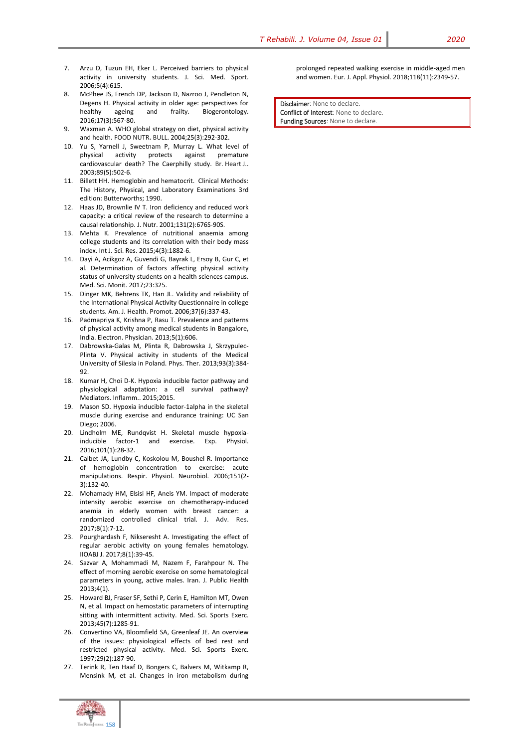7. Arzu D, Tuzun EH, Eker L. Perceived barriers to physical activity in university students. J. Sci. Med. Sport. 2006;5(4):615.
8. McPhee JS, French DP, Jackson D, Nazroo J, Pendleton N, Degens H. Physical activity in older age: perspectives for healthy ageing and frailty. Biogerontology. 2016;17(3):567-80.
9. Waxman A. WHO global strategy on diet, physical activity and health. FOOD NUTR. BULL. 2004;25(3):292-302.
10. Yu S, Yarnell J, Sweetnam P, Murray L. What level of physical activity protects against premature cardiovascular death? The Caerphilly study. Br. Heart J.. 2003;89(5):502-6.
11. Billett HH. Hemoglobin and hematocrit. Clinical Methods: The History, Physical, and Laboratory Examinations 3rd edition: Butterworths; 1990.
12. Haas JD, Brownlie IV T. Iron deficiency and reduced work capacity: a critical review of the research to determine a causal relationship. J. Nutr. 2001;131(2):676S-90S.
13. Mehta K. Prevalence of nutritional anaemia among college students and its correlation with their body mass index. Int J. Sci. Res. 2015;4(3):1882-6.
14. Dayi A, Acikgoz A, Guvendi G, Bayrak L, Ersoy B, Gur C, et al. Determination of factors affecting physical activity status of university students on a health sciences campus. Med. Sci. Monit. 2017;23:325.
15. Dinger MK, Behrens TK, Han JL. Validity and reliability of the International Physical Activity Questionnaire in college students. Am. J. Health. Promot. 2006;37(6):337-43.
16. Padmapriya K, Krishna P, Rasu T. Prevalence and patterns of physical activity among medical students in Bangalore, India. Electron. Physician. 2013;5(1):606.
17. Dabrowska-Galas M, Plinta R, Dabrowska J, Skrzypulec-Plinta V. Physical activity in students of the Medical University of Silesia in Poland. Phys. Ther. 2013;93(3):384-92.
18. Kumar H, Choi D-K. Hypoxia inducible factor pathway and physiological adaptation: a cell survival pathway? Mediators. Inflamm.. 2015;2015.
19. Mason SD. Hypoxia inducible factor-1alpha in the skeletal muscle during exercise and endurance training: UC San Diego; 2006.
20. Lindholm ME, Rundqvist H. Skeletal muscle hypoxia-inducible factor-1 and exercise. Exp. Physiol. 2016;101(1):28-32.
21. Calbet JA, Lundby C, Koskolou M, Boushel R. Importance of hemoglobin concentration to exercise: acute manipulations. Respir. Physiol. Neurobiol. 2006;151(2-3):132-40.
22. Mohamady HM, Elsisi HF, Aneis YM. Impact of moderate intensity aerobic exercise on chemotherapy-induced anemia in elderly women with breast cancer: a randomized controlled clinical trial. J. Adv. Res. 2017;8(1):7-12.
23. Pourghardash F, Nikseresht A. Investigating the effect of regular aerobic activity on young females hematology. IIOABJ J. 2017;8(1):39-45.
24. Sazvar A, Mohammadi M, Nazem F, Farahpour N. The effect of morning aerobic exercise on some hematological parameters in young, active males. Iran. J. Public Health 2013;4(1).
25. Howard BJ, Fraser SF, Sethi P, Cerin E, Hamilton MT, Owen N, et al. Impact on hemostatic parameters of interrupting sitting with intermittent activity. Med. Sci. Sports Exerc. 2013;45(7):1285-91.
26. Convertino VA, Bloomfield SA, Greenleaf JE. An overview of the issues: physiological effects of bed rest and restricted physical activity. Med. Sci. Sports Exerc. 1997;29(2):187-90.
27. Terink R, Ten Haaf D, Bongers C, Balvers M, Witkamp R, Mensink M, et al. Changes in iron metabolism during prolonged repeated walking exercise in middle-aged men and women. Eur. J. Appl. Physiol. 2018;118(11):2349-57.

Disclaimer: None to declare.
Conflict of Interest: None to declare.
Funding Sources: None to declare.